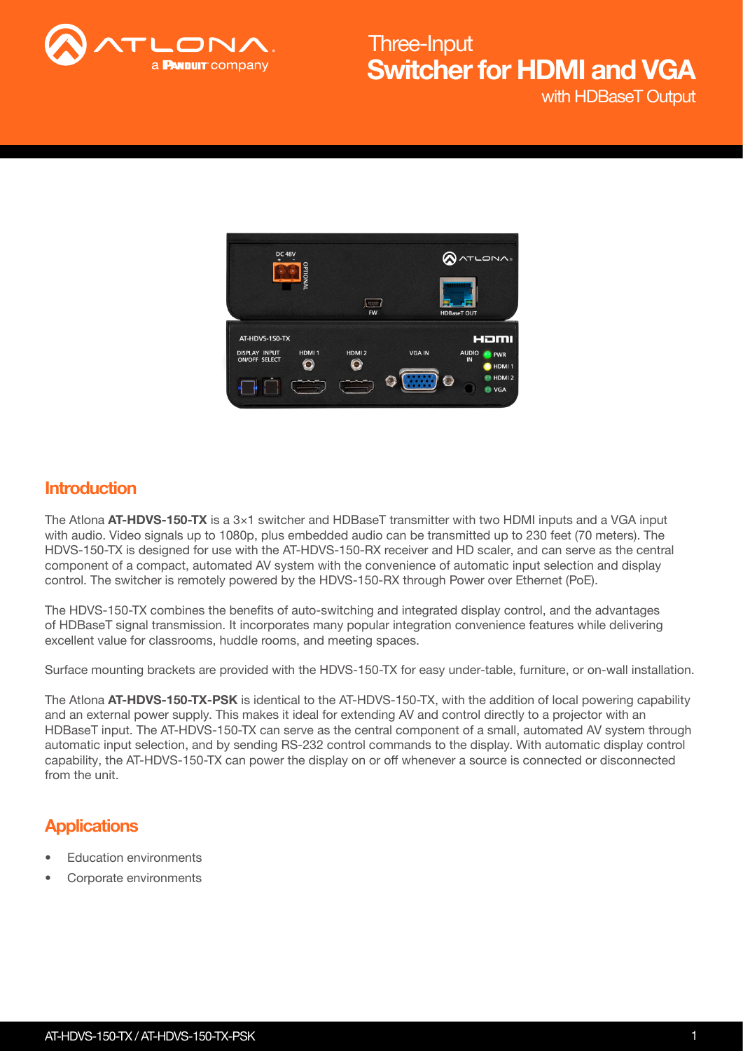# Three-Input Switcher for HDMI and VGA with HDBaseT Output

## Introduction

The Atlona **AT-HDVS-150-TX** is a 3×1 switcher and HDBaseT transmitter with two HDMI inputs and a VGA input with audio. Video signals up to 1080p, plus embedded audio can be transmitted up to 230 feet (70 meters). The HDVS-150-TX is designed for use with the AT-HDVS-150-RX receiver and HD scaler, and can serve as the central component of a compact, automated AV system with the convenience of automatic input selection and display control. The switcher is remotely powered by the HDVS-150-RX through Power over Ethernet (PoE).

The HDVS-150-TX combines the benefits of auto-switching and integrated display control, and the advantages of HDBaseT signal transmission. It incorporates many popular integration convenience features while delivering excellent value for classrooms, huddle rooms, and meeting spaces.

Surface mounting brackets are provided with the HDVS-150-TX for easy under-table, furniture, or on-wall installation.

The Atlona **AT-HDVS-150-TX-PSK** is identical to the AT-HDVS-150-TX, with the addition of local powering capability and an external power supply. This makes it ideal for extending AV and control directly to a projector with an HDBaseT input. The AT-HDVS-150-TX can serve as the central component of a small, automated AV system through automatic input selection, and by sending RS-232 control commands to the display. With automatic display control capability, the AT-HDVS-150-TX can power the display on or off whenever a source is connected or disconnected from the unit.

## Applications

- Education environments
- Corporate environments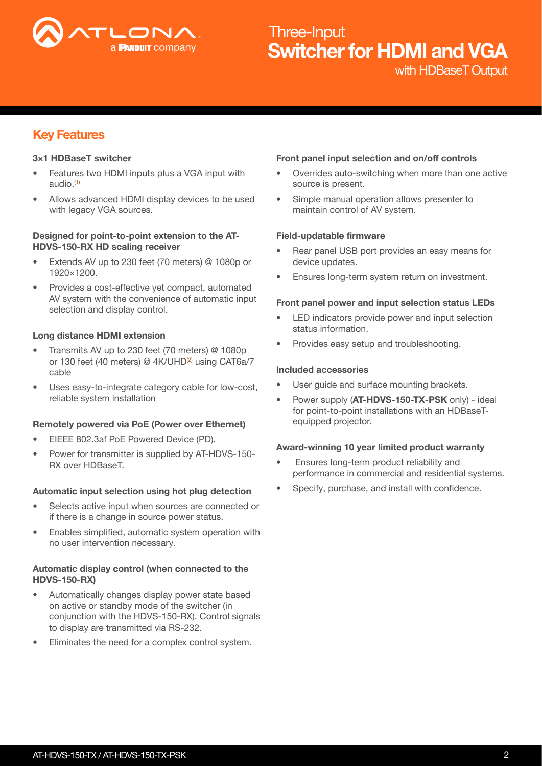# Three-Input Switcher for HDMI and VGA with HDBaseT Output

## Key Features

### 3×1 HDBaseT switcher

- Features two HDMI inputs plus a VGA input with audio.[1]
- Allows advanced HDMI display devices to be used with legacy VGA sources.

### Designed for point-to-point extension to the AT-HDVS-150-RX HD scaling receiver

- Extends AV up to 230 feet (70 meters) @ 1080p or 1920×1200.
- Provides a cost-effective yet compact, automated AV system with the convenience of automatic input selection and display control.

### Long distance HDMI extension

- Transmits AV up to 230 feet (70 meters) @ 1080p or 130 feet (40 meters) @ 4K/UHD[2] using CAT6a/7 cable
- Uses easy-to-integrate category cable for low-cost, reliable system installation

### Remotely powered via PoE (Power over Ethernet)

- EIEEE 802.3af PoE Powered Device (PD).
- Power for transmitter is supplied by AT-HDVS-150-RX over HDBaseT.

### Automatic input selection using hot plug detection

- Selects active input when sources are connected or if there is a change in source power status.
- Enables simplified, automatic system operation with no user intervention necessary.

### Automatic display control (when connected to the HDVS-150-RX)

- Automatically changes display power state based on active or standby mode of the switcher (in conjunction with the HDVS-150-RX). Control signals to display are transmitted via RS-232.
- Eliminates the need for a complex control system.

### Front panel input selection and on/off controls

- Overrides auto-switching when more than one active source is present.
- Simple manual operation allows presenter to maintain control of AV system.

### Field-updatable firmware

- Rear panel USB port provides an easy means for device updates.
- Ensures long-term system return on investment.

### Front panel power and input selection status LEDs

- LED indicators provide power and input selection status information.
- Provides easy setup and troubleshooting.

### Included accessories

- User guide and surface mounting brackets.
- Power supply (**AT-HDVS-150-TX-PSK** only) - ideal for point-to-point installations with an HDBaseT-equipped projector.

### Award-winning 10 year limited product warranty

- Ensures long-term product reliability and performance in commercial and residential systems.
- Specify, purchase, and install with confidence.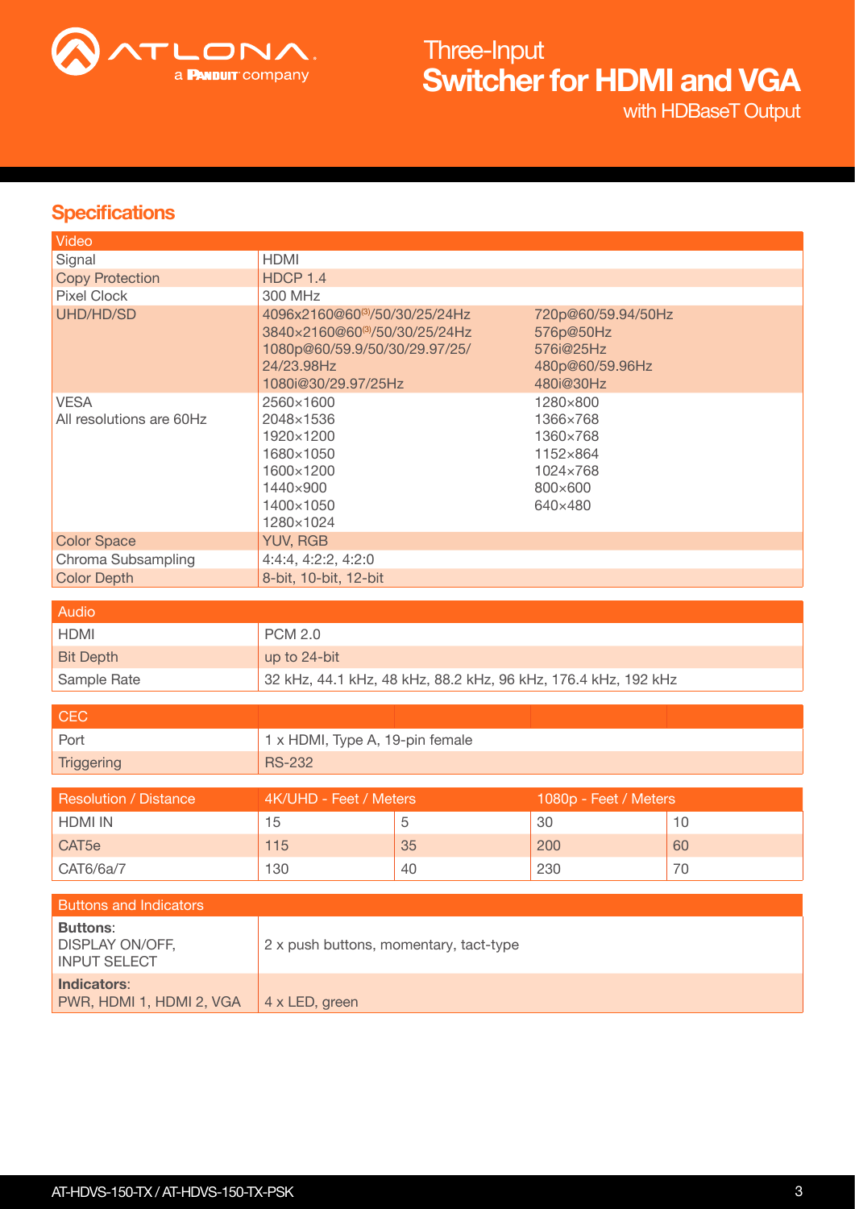## Specifications

| Video | | |
|---|---|---|
| Signal | HDMI | |
| Copy Protection | HDCP 1.4 | |
| Pixel Clock | 300 MHz | |
| UHD/HD/SD | 4096x2160@60[3]/50/30/25/24Hz<br>3840×2160@60[3]/50/30/25/24Hz<br>1080p@60/59.9/50/30/29.97/25/24/23.98Hz<br>1080i@30/29.97/25Hz | 720p@60/59.94/50Hz<br>576p@50Hz<br>576i@25Hz<br>480p@60/59.96Hz<br>480i@30Hz |
| VESA<br>All resolutions are 60Hz | 2560×1600<br>2048×1536<br>1920×1200<br>1680×1050<br>1600×1200<br>1440×900<br>1400×1050<br>1280×1024 | 1280×800<br>1366×768<br>1360×768<br>1152×864<br>1024×768<br>800×600<br>640×480 |
| Color Space | YUV, RGB | |
| Chroma Subsampling | 4:4:4, 4:2:2, 4:2:0 | |
| Color Depth | 8-bit, 10-bit, 12-bit | |

| Audio | |
|---|---|
| HDMI | PCM 2.0 |
| Bit Depth | up to 24-bit |
| Sample Rate | 32 kHz, 44.1 kHz, 48 kHz, 88.2 kHz, 96 kHz, 176.4 kHz, 192 kHz |

| CEC | |
|---|---|
| Port | 1 x HDMI, Type A, 19-pin female |
| Triggering | RS-232 |

| Resolution / Distance | 4K/UHD - Feet / Meters | | 1080p - Feet / Meters | |
|---|---|---|---|---|
| HDMI IN | 15 | 5 | 30 | 10 |
| CAT5e | 115 | 35 | 200 | 60 |
| CAT6/6a/7 | 130 | 40 | 230 | 70 |

| Buttons and Indicators | |
|---|---|
| **Buttons**:<br>DISPLAY ON/OFF,<br>INPUT SELECT | 2 x push buttons, momentary, tact-type |
| **Indicators**:<br>PWR, HDMI 1, HDMI 2, VGA | 4 x LED, green |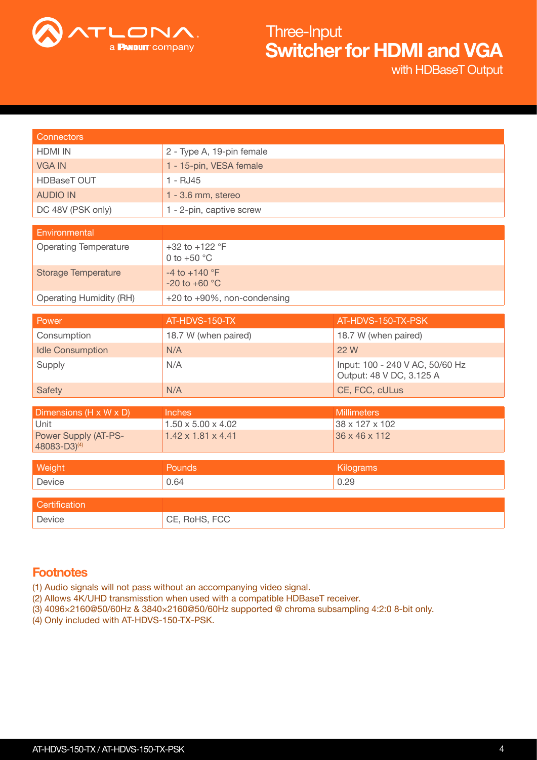| Connectors | |
|---|---|
| HDMI IN | 2 - Type A, 19-pin female |
| VGA IN | 1 - 15-pin, VESA female |
| HDBaseT OUT | 1 - RJ45 |
| AUDIO IN | 1 - 3.6 mm, stereo |
| DC 48V (PSK only) | 1 - 2-pin, captive screw |

| Environmental | |
|---|---|
| Operating Temperature | +32 to +122 °F<br>0 to +50 °C |
| Storage Temperature | -4 to +140 °F<br>-20 to +60 °C |
| Operating Humidity (RH) | +20 to +90%, non-condensing |

| Power | AT-HDVS-150-TX | AT-HDVS-150-TX-PSK |
|---|---|---|
| Consumption | 18.7 W (when paired) | 18.7 W (when paired) |
| Idle Consumption | N/A | 22 W |
| Supply | N/A | Input: 100 - 240 V AC, 50/60 Hz<br>Output: 48 V DC, 3.125 A |
| Safety | N/A | CE, FCC, cULus |

| Dimensions (H x W x D) | Inches | Millimeters |
|---|---|---|
| Unit | 1.50 x 5.00 x 4.02 | 38 x 127 x 102 |
| Power Supply (AT-PS-48083-D3)[4] | 1.42 x 1.81 x 4.41 | 36 x 46 x 112 |

| Weight | Pounds | Kilograms |
|---|---|---|
| Device | 0.64 | 0.29 |

| Certification | |
|---|---|
| Device | CE, RoHS, FCC |

## Footnotes

(1) Audio signals will not pass without an accompanying video signal.
(2) Allows 4K/UHD transmisstion when used with a compatible HDBaseT receiver.
(3) 4096×2160@50/60Hz & 3840×2160@50/60Hz supported @ chroma subsampling 4:2:0 8-bit only.
(4) Only included with AT-HDVS-150-TX-PSK.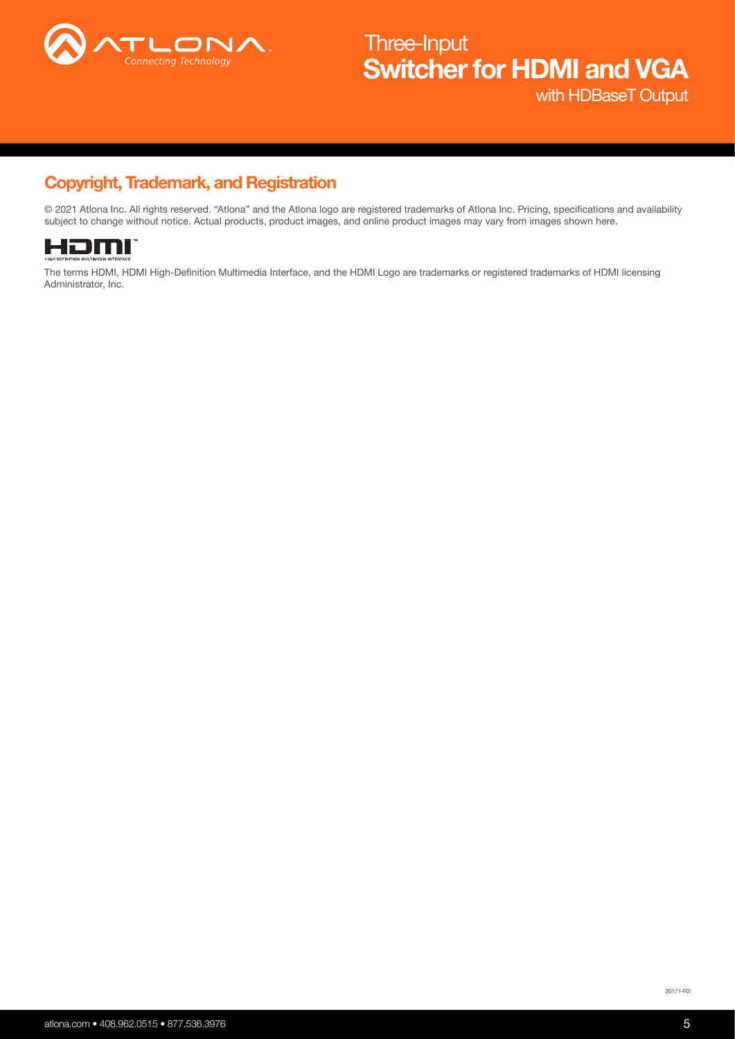## Copyright, Trademark, and Registration

© 2021 Atlona Inc. All rights reserved. “Atlona” and the Atlona logo are registered trademarks of Atlona Inc. Pricing, specifications and availability subject to change without notice. Actual products, product images, and online product images may vary from images shown here.

The terms HDMI, HDMI High-Definition Multimedia Interface, and the HDMI Logo are trademarks or registered trademarks of HDMI licensing Administrator, Inc.

20171-R3